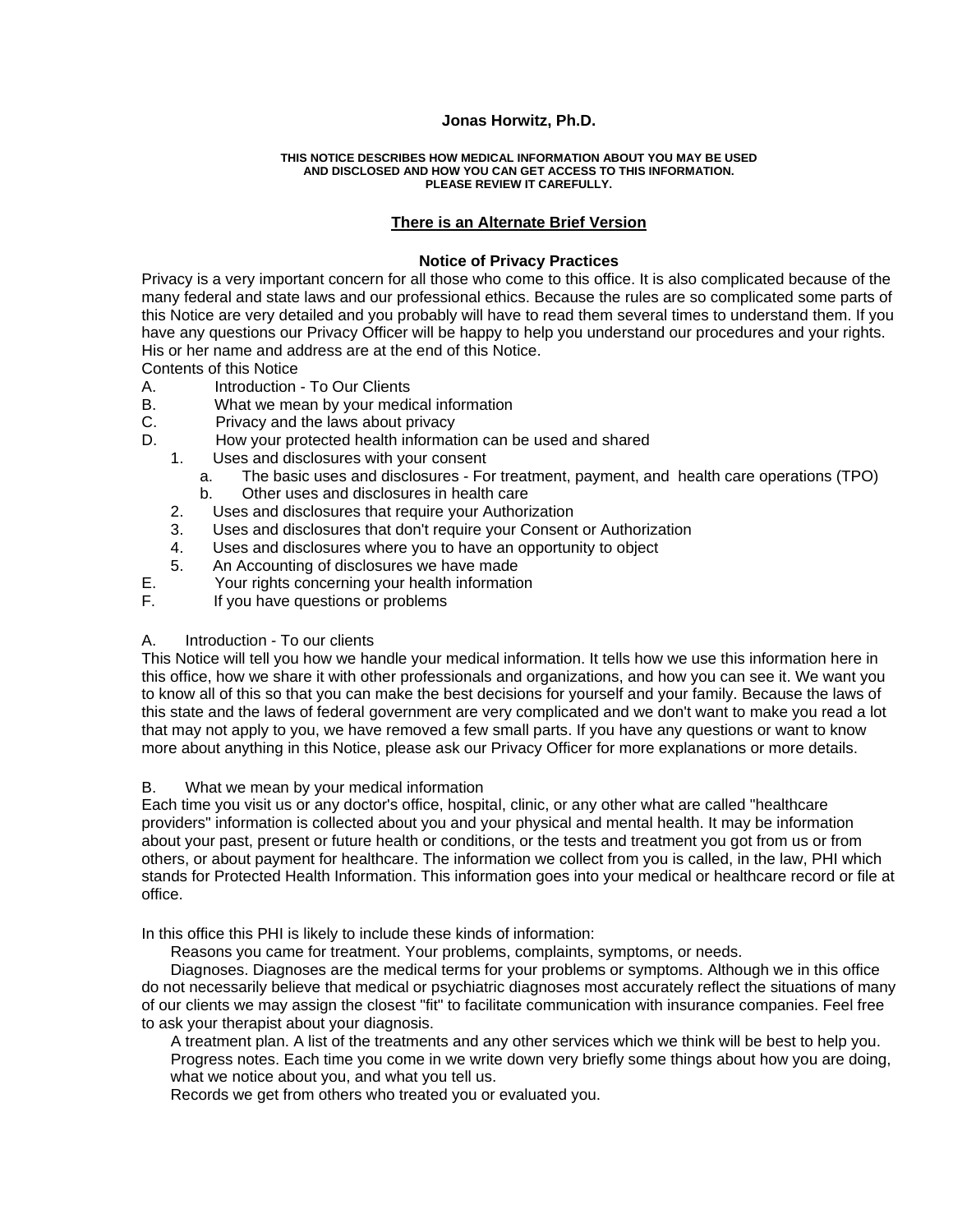**Jonas Horwitz, Ph.D.**

**THIS NOTICE DESCRIBES HOW MEDICAL INFORMATION ABOUT YOU MAY BE USED AND DISCLOSED AND HOW YOU CAN GET ACCESS TO THIS INFORMATION. PLEASE REVIEW IT CAREFULLY.**

**There is an Alternate Brief Version**

## Notice of Privacy Practices

Privacy is a very important concern for all those who come to this office. It is also complicated because of the many federal and state laws and our professional ethics. Because the rules are so complicated some parts of this Notice are very detailed and you probably will have to read them several times to understand them. If you have any questions our Privacy Officer will be happy to help you understand our procedures and your rights. His or her name and address are at the end of this Notice.

Contents of this Notice

A. Introduction - To Our Clients
B. What we mean by your medical information
C. Privacy and the laws about privacy
D. How your protected health information can be used and shared
   1. Uses and disclosures with your consent
      a. The basic uses and disclosures - For treatment, payment, and health care operations (TPO)
      b. Other uses and disclosures in health care
   2. Uses and disclosures that require your Authorization
   3. Uses and disclosures that don't require your Consent or Authorization
   4. Uses and disclosures where you to have an opportunity to object
   5. An Accounting of disclosures we have made
E. Your rights concerning your health information
F. If you have questions or problems

A. Introduction - To our clients

This Notice will tell you how we handle your medical information. It tells how we use this information here in this office, how we share it with other professionals and organizations, and how you can see it. We want you to know all of this so that you can make the best decisions for yourself and your family. Because the laws of this state and the laws of federal government are very complicated and we don't want to make you read a lot that may not apply to you, we have removed a few small parts. If you have any questions or want to know more about anything in this Notice, please ask our Privacy Officer for more explanations or more details.

B. What we mean by your medical information

Each time you visit us or any doctor's office, hospital, clinic, or any other what are called "healthcare providers" information is collected about you and your physical and mental health. It may be information about your past, present or future health or conditions, or the tests and treatment you got from us or from others, or about payment for healthcare. The information we collect from you is called, in the law, PHI which stands for Protected Health Information. This information goes into your medical or healthcare record or file at office.

In this office this PHI is likely to include these kinds of information:

Reasons you came for treatment. Your problems, complaints, symptoms, or needs.

Diagnoses. Diagnoses are the medical terms for your problems or symptoms. Although we in this office do not necessarily believe that medical or psychiatric diagnoses most accurately reflect the situations of many of our clients we may assign the closest "fit" to facilitate communication with insurance companies. Feel free to ask your therapist about your diagnosis.

A treatment plan. A list of the treatments and any other services which we think will be best to help you.

Progress notes. Each time you come in we write down very briefly some things about how you are doing, what we notice about you, and what you tell us.

Records we get from others who treated you or evaluated you.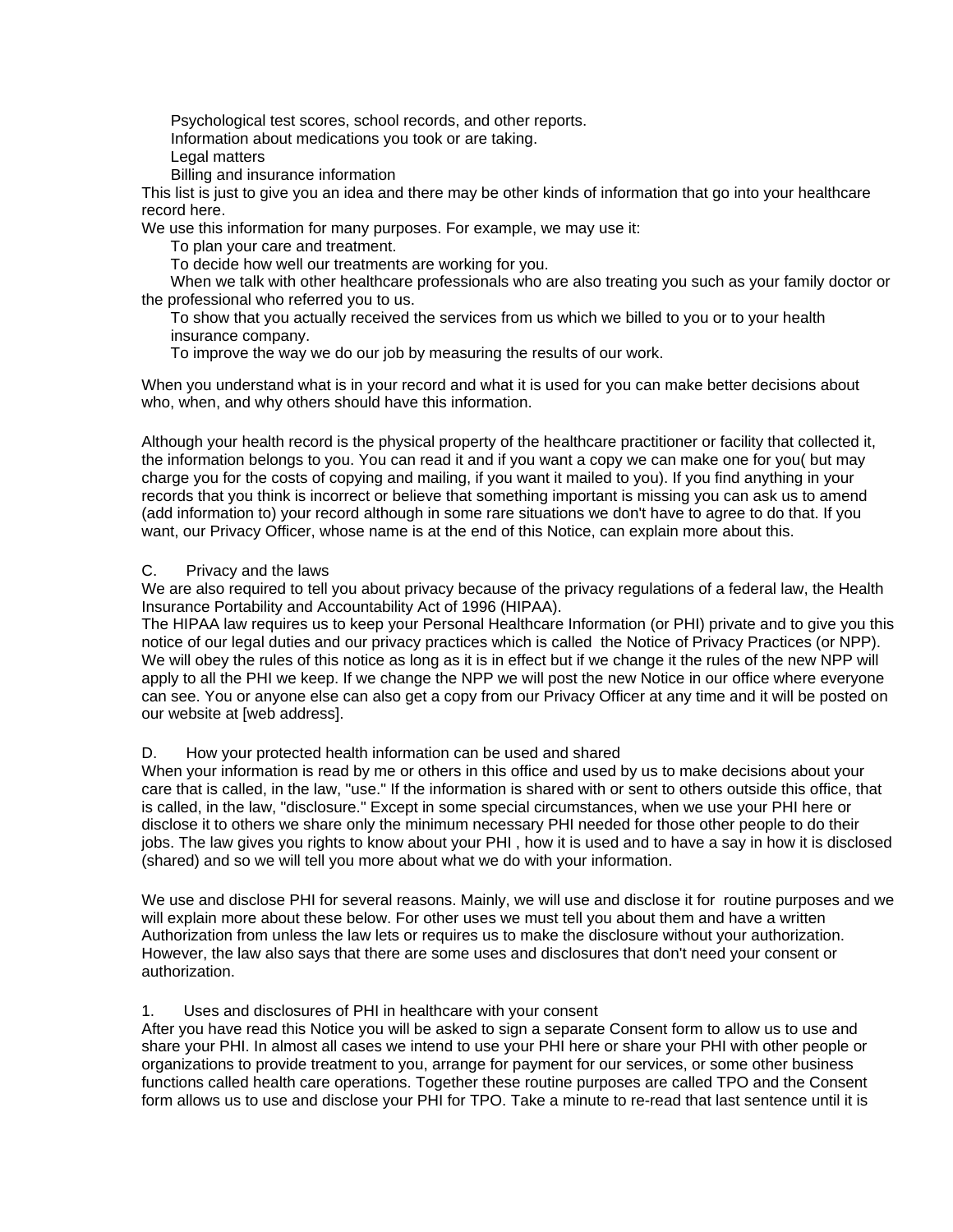- Psychological test scores, school records, and other reports.
- Information about medications you took or are taking.
- Legal matters
- Billing and insurance information

This list is just to give you an idea and there may be other kinds of information that go into your healthcare record here.

We use this information for many purposes. For example, we may use it:

- To plan your care and treatment.
- To decide how well our treatments are working for you.
- When we talk with other healthcare professionals who are also treating you such as your family doctor or the professional who referred you to us.
- To show that you actually received the services from us which we billed to you or to your health insurance company.
- To improve the way we do our job by measuring the results of our work.

When you understand what is in your record and what it is used for you can make better decisions about who, when, and why others should have this information.

Although your health record is the physical property of the healthcare practitioner or facility that collected it, the information belongs to you. You can read it and if you want a copy we can make one for you( but may charge you for the costs of copying and mailing, if you want it mailed to you). If you find anything in your records that you think is incorrect or believe that something important is missing you can ask us to amend (add information to) your record although in some rare situations we don't have to agree to do that. If you want, our Privacy Officer, whose name is at the end of this Notice, can explain more about this.

## C. Privacy and the laws

We are also required to tell you about privacy because of the privacy regulations of a federal law, the Health Insurance Portability and Accountability Act of 1996 (HIPAA).

The HIPAA law requires us to keep your Personal Healthcare Information (or PHI) private and to give you this notice of our legal duties and our privacy practices which is called the Notice of Privacy Practices (or NPP). We will obey the rules of this notice as long as it is in effect but if we change it the rules of the new NPP will apply to all the PHI we keep. If we change the NPP we will post the new Notice in our office where everyone can see. You or anyone else can also get a copy from our Privacy Officer at any time and it will be posted on our website at [web address].

## D. How your protected health information can be used and shared

When your information is read by me or others in this office and used by us to make decisions about your care that is called, in the law, "use." If the information is shared with or sent to others outside this office, that is called, in the law, "disclosure." Except in some special circumstances, when we use your PHI here or disclose it to others we share only the minimum necessary PHI needed for those other people to do their jobs. The law gives you rights to know about your PHI , how it is used and to have a say in how it is disclosed (shared) and so we will tell you more about what we do with your information.

We use and disclose PHI for several reasons. Mainly, we will use and disclose it for routine purposes and we will explain more about these below. For other uses we must tell you about them and have a written Authorization from unless the law lets or requires us to make the disclosure without your authorization. However, the law also says that there are some uses and disclosures that don't need your consent or authorization.

### 1. Uses and disclosures of PHI in healthcare with your consent

After you have read this Notice you will be asked to sign a separate Consent form to allow us to use and share your PHI. In almost all cases we intend to use your PHI here or share your PHI with other people or organizations to provide treatment to you, arrange for payment for our services, or some other business functions called health care operations. Together these routine purposes are called TPO and the Consent form allows us to use and disclose your PHI for TPO. Take a minute to re-read that last sentence until it is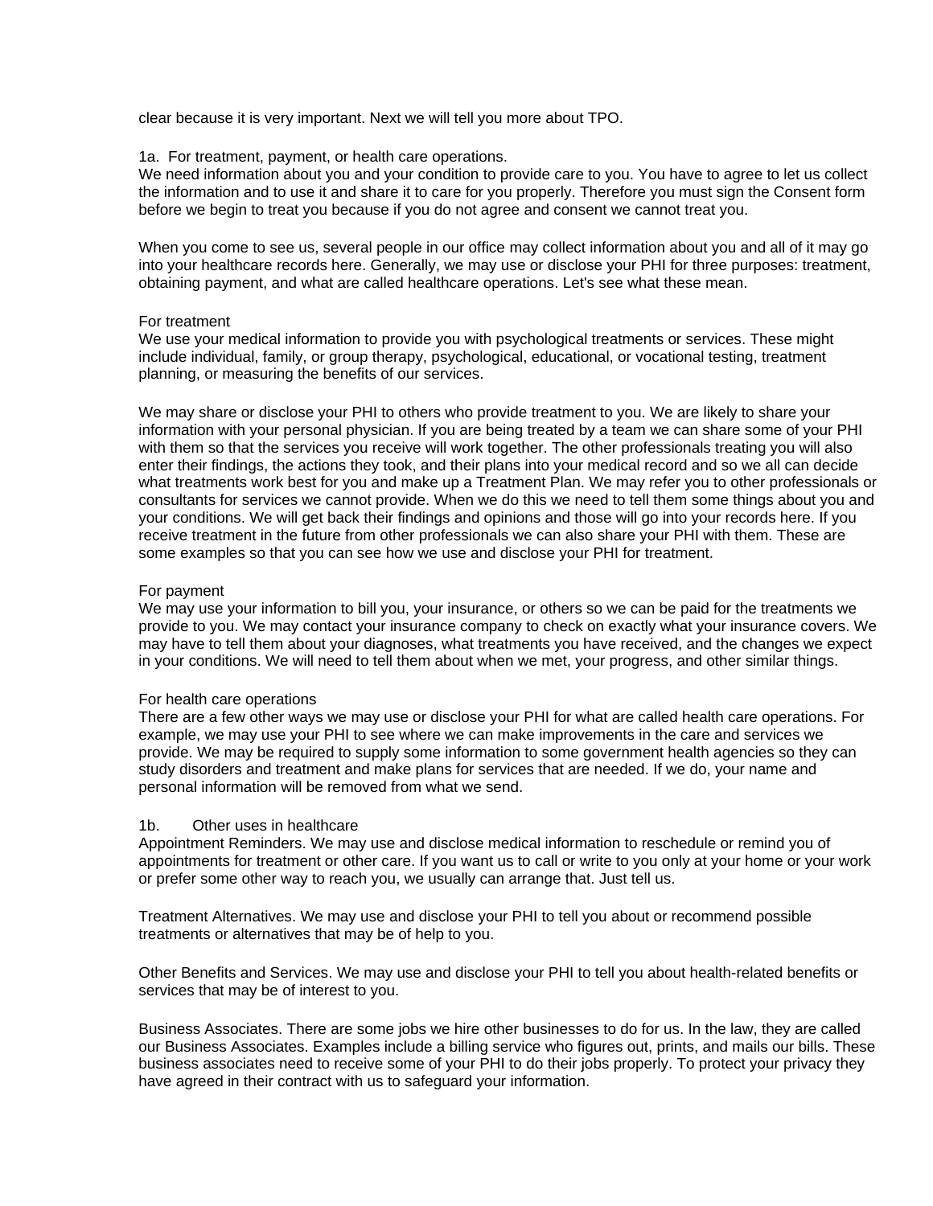clear because it is very important. Next we will tell you more about TPO.

### 1a. For treatment, payment, or health care operations.

We need information about you and your condition to provide care to you. You have to agree to let us collect the information and to use it and share it to care for you properly. Therefore you must sign the Consent form before we begin to treat you because if you do not agree and consent we cannot treat you.

When you come to see us, several people in our office may collect information about you and all of it may go into your healthcare records here. Generally, we may use or disclose your PHI for three purposes: treatment, obtaining payment, and what are called healthcare operations. Let's see what these mean.

#### For treatment

We use your medical information to provide you with psychological treatments or services. These might include individual, family, or group therapy, psychological, educational, or vocational testing, treatment planning, or measuring the benefits of our services.

We may share or disclose your PHI to others who provide treatment to you. We are likely to share your information with your personal physician. If you are being treated by a team we can share some of your PHI with them so that the services you receive will work together. The other professionals treating you will also enter their findings, the actions they took, and their plans into your medical record and so we all can decide what treatments work best for you and make up a Treatment Plan. We may refer you to other professionals or consultants for services we cannot provide. When we do this we need to tell them some things about you and your conditions. We will get back their findings and opinions and those will go into your records here. If you receive treatment in the future from other professionals we can also share your PHI with them. These are some examples so that you can see how we use and disclose your PHI for treatment.

#### For payment

We may use your information to bill you, your insurance, or others so we can be paid for the treatments we provide to you. We may contact your insurance company to check on exactly what your insurance covers. We may have to tell them about your diagnoses, what treatments you have received, and the changes we expect in your conditions. We will need to tell them about when we met, your progress, and other similar things.

#### For health care operations

There are a few other ways we may use or disclose your PHI for what are called health care operations. For example, we may use your PHI to see where we can make improvements in the care and services we provide. We may be required to supply some information to some government health agencies so they can study disorders and treatment and make plans for services that are needed. If we do, your name and personal information will be removed from what we send.

### 1b. Other uses in healthcare

Appointment Reminders. We may use and disclose medical information to reschedule or remind you of appointments for treatment or other care. If you want us to call or write to you only at your home or your work or prefer some other way to reach you, we usually can arrange that. Just tell us.

Treatment Alternatives. We may use and disclose your PHI to tell you about or recommend possible treatments or alternatives that may be of help to you.

Other Benefits and Services. We may use and disclose your PHI to tell you about health-related benefits or services that may be of interest to you.

Business Associates. There are some jobs we hire other businesses to do for us. In the law, they are called our Business Associates. Examples include a billing service who figures out, prints, and mails our bills. These business associates need to receive some of your PHI to do their jobs properly. To protect your privacy they have agreed in their contract with us to safeguard your information.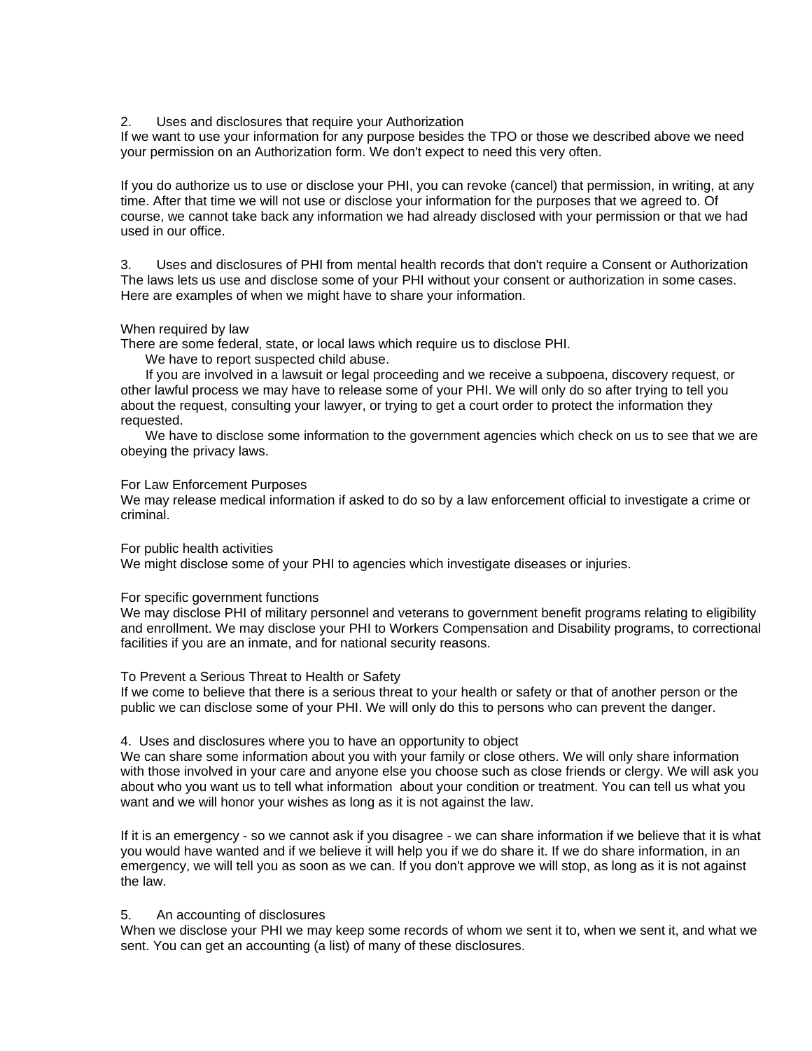## 2. Uses and disclosures that require your Authorization

If we want to use your information for any purpose besides the TPO or those we described above we need your permission on an Authorization form. We don't expect to need this very often.

If you do authorize us to use or disclose your PHI, you can revoke (cancel) that permission, in writing, at any time. After that time we will not use or disclose your information for the purposes that we agreed to. Of course, we cannot take back any information we had already disclosed with your permission or that we had used in our office.

## 3. Uses and disclosures of PHI from mental health records that don't require a Consent or Authorization

The laws lets us use and disclose some of your PHI without your consent or authorization in some cases. Here are examples of when we might have to share your information.

### When required by law

There are some federal, state, or local laws which require us to disclose PHI.

We have to report suspected child abuse.

If you are involved in a lawsuit or legal proceeding and we receive a subpoena, discovery request, or other lawful process we may have to release some of your PHI. We will only do so after trying to tell you about the request, consulting your lawyer, or trying to get a court order to protect the information they requested.

We have to disclose some information to the government agencies which check on us to see that we are obeying the privacy laws.

### For Law Enforcement Purposes

We may release medical information if asked to do so by a law enforcement official to investigate a crime or criminal.

### For public health activities

We might disclose some of your PHI to agencies which investigate diseases or injuries.

### For specific government functions

We may disclose PHI of military personnel and veterans to government benefit programs relating to eligibility and enrollment. We may disclose your PHI to Workers Compensation and Disability programs, to correctional facilities if you are an inmate, and for national security reasons.

### To Prevent a Serious Threat to Health or Safety

If we come to believe that there is a serious threat to your health or safety or that of another person or the public we can disclose some of your PHI. We will only do this to persons who can prevent the danger.

## 4. Uses and disclosures where you to have an opportunity to object

We can share some information about you with your family or close others. We will only share information with those involved in your care and anyone else you choose such as close friends or clergy. We will ask you about who you want us to tell what information about your condition or treatment. You can tell us what you want and we will honor your wishes as long as it is not against the law.

If it is an emergency - so we cannot ask if you disagree - we can share information if we believe that it is what you would have wanted and if we believe it will help you if we do share it. If we do share information, in an emergency, we will tell you as soon as we can. If you don't approve we will stop, as long as it is not against the law.

## 5. An accounting of disclosures

When we disclose your PHI we may keep some records of whom we sent it to, when we sent it, and what we sent. You can get an accounting (a list) of many of these disclosures.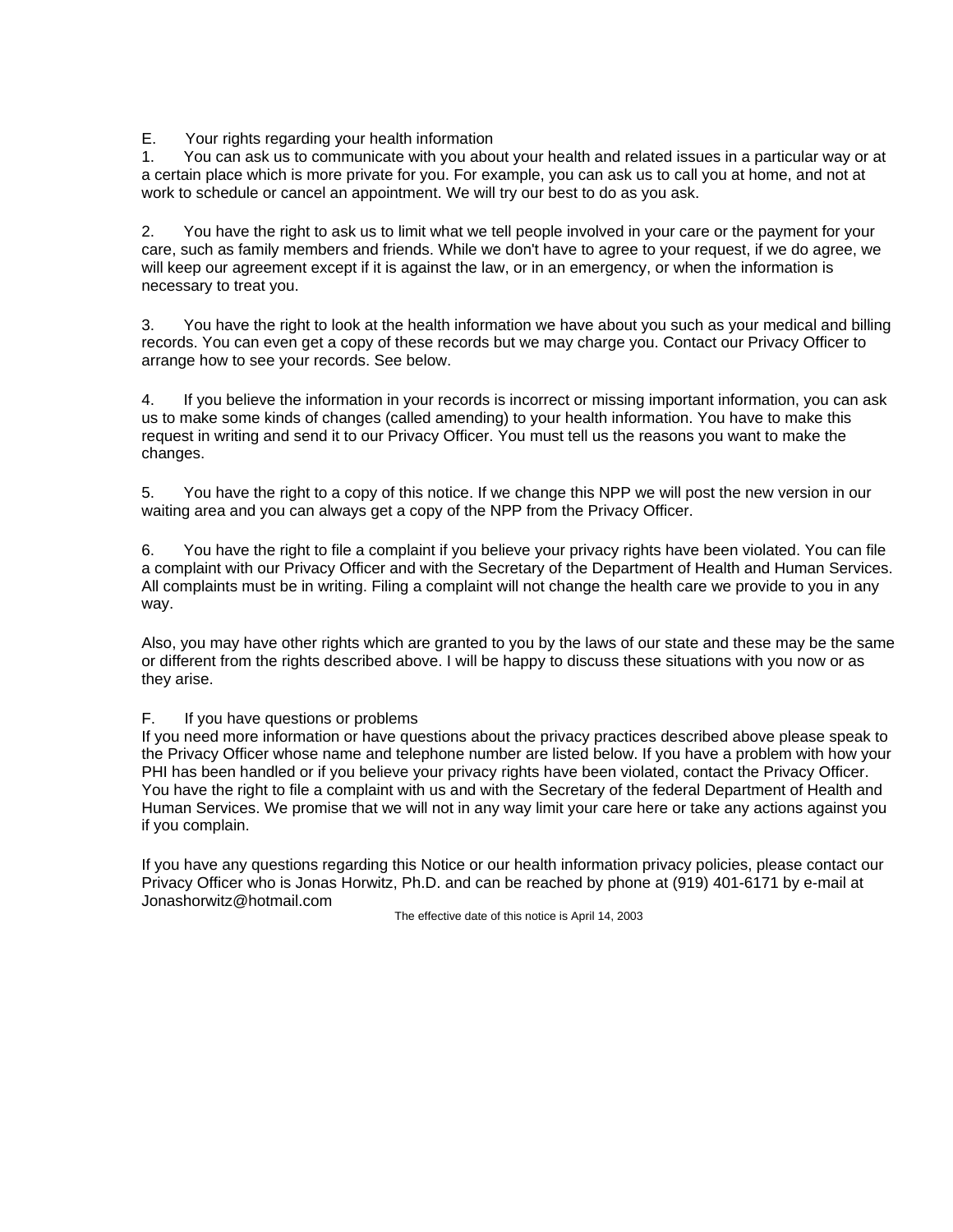## E. Your rights regarding your health information

1. You can ask us to communicate with you about your health and related issues in a particular way or at a certain place which is more private for you. For example, you can ask us to call you at home, and not at work to schedule or cancel an appointment. We will try our best to do as you ask.

2. You have the right to ask us to limit what we tell people involved in your care or the payment for your care, such as family members and friends. While we don't have to agree to your request, if we do agree, we will keep our agreement except if it is against the law, or in an emergency, or when the information is necessary to treat you.

3. You have the right to look at the health information we have about you such as your medical and billing records. You can even get a copy of these records but we may charge you. Contact our Privacy Officer to arrange how to see your records. See below.

4. If you believe the information in your records is incorrect or missing important information, you can ask us to make some kinds of changes (called amending) to your health information. You have to make this request in writing and send it to our Privacy Officer. You must tell us the reasons you want to make the changes.

5. You have the right to a copy of this notice. If we change this NPP we will post the new version in our waiting area and you can always get a copy of the NPP from the Privacy Officer.

6. You have the right to file a complaint if you believe your privacy rights have been violated. You can file a complaint with our Privacy Officer and with the Secretary of the Department of Health and Human Services. All complaints must be in writing. Filing a complaint will not change the health care we provide to you in any way.

Also, you may have other rights which are granted to you by the laws of our state and these may be the same or different from the rights described above. I will be happy to discuss these situations with you now or as they arise.

## F. If you have questions or problems

If you need more information or have questions about the privacy practices described above please speak to the Privacy Officer whose name and telephone number are listed below. If you have a problem with how your PHI has been handled or if you believe your privacy rights have been violated, contact the Privacy Officer. You have the right to file a complaint with us and with the Secretary of the federal Department of Health and Human Services. We promise that we will not in any way limit your care here or take any actions against you if you complain.

If you have any questions regarding this Notice or our health information privacy policies, please contact our Privacy Officer who is Jonas Horwitz, Ph.D. and can be reached by phone at (919) 401-6171 by e-mail at Jonashorwitz@hotmail.com

The effective date of this notice is April 14, 2003